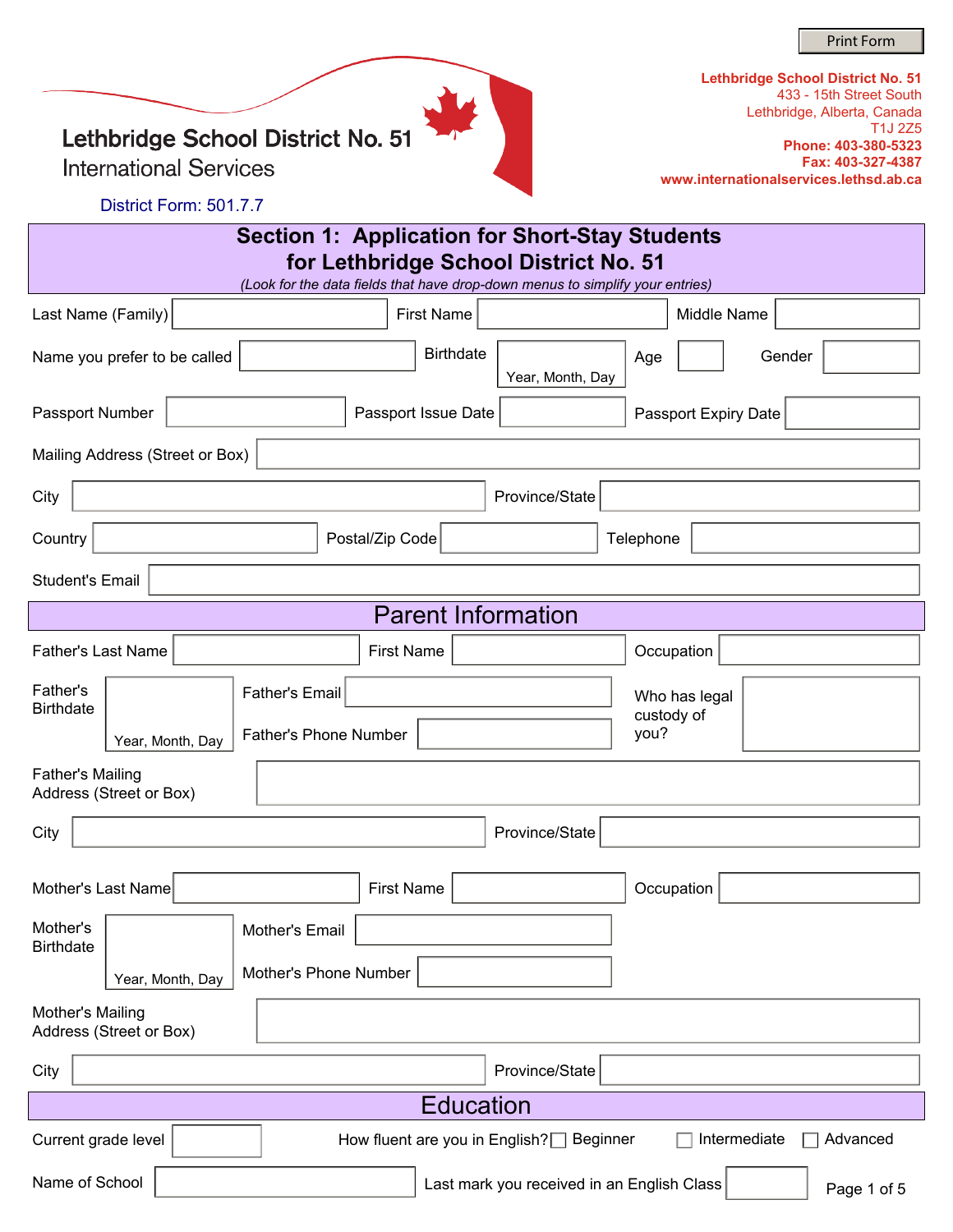Print Form

Lethbridge School District No. 51
International Services

**Lethbridge School District No. 51**
433 - 15th Street South
Lethbridge, Alberta, Canada
T1J 2Z5
**Phone: 403-380-5323**
**Fax: 403-327-4387**
**www.internationalservices.lethsd.ab.ca**

District Form: 501.7.7

## Section 1: Application for Short-Stay Students for Lethbridge School District No. 51

*(Look for the data fields that have drop-down menus to simplify your entries)*

Last Name (Family) ______ First Name ______ Middle Name ______

Name you prefer to be called ______ Birthdate ______ (Year, Month, Day) Age ______ Gender ______

Passport Number ______ Passport Issue Date ______ Passport Expiry Date ______

Mailing Address (Street or Box) ______

City ______ Province/State ______

Country ______ Postal/Zip Code ______ Telephone ______

Student's Email ______

## Parent Information

Father's Last Name ______ First Name ______ Occupation ______

Father's Birthdate ______ (Year, Month, Day)

Father's Email ______

Father's Phone Number ______

Who has legal custody of you? ______

Father's Mailing Address (Street or Box) ______

City ______ Province/State ______

Mother's Last Name ______ First Name ______ Occupation ______

Mother's Birthdate ______ (Year, Month, Day)

Mother's Email ______

Mother's Phone Number ______

Mother's Mailing Address (Street or Box) ______

City ______ Province/State ______

## Education

Current grade level ______ How fluent are you in English? ☐ Beginner ☐ Intermediate ☐ Advanced

Name of School ______ Last mark you received in an English Class ______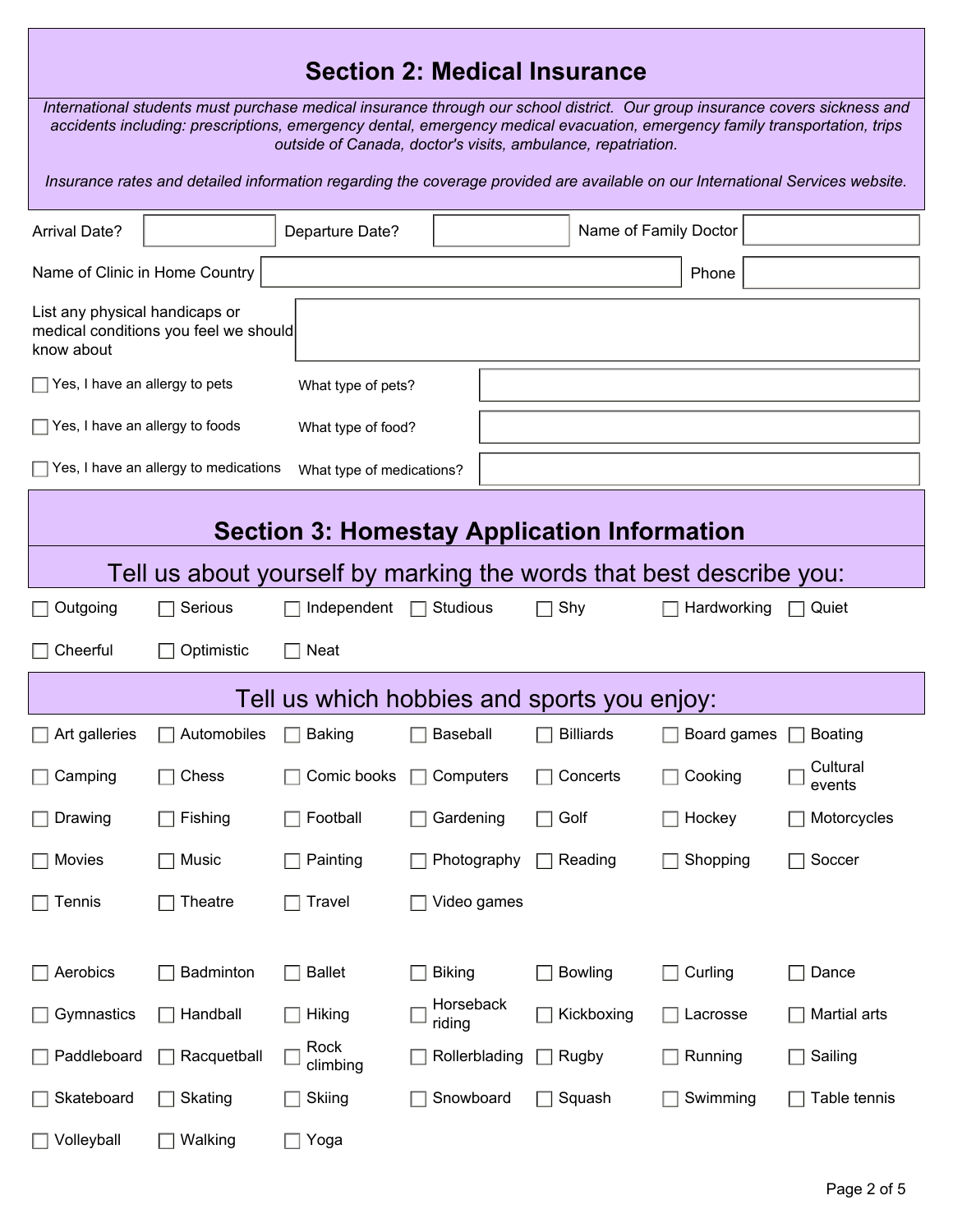## Section 2: Medical Insurance

*International students must purchase medical insurance through our school district. Our group insurance covers sickness and accidents including: prescriptions, emergency dental, emergency medical evacuation, emergency family transportation, trips outside of Canada, doctor's visits, ambulance, repatriation.*

*Insurance rates and detailed information regarding the coverage provided are available on our International Services website.*

| | | | | | |
|---|---|---|---|---|---|
| Arrival Date? | | Departure Date? | | Name of Family Doctor | |

| | | | |
|---|---|---|---|
| Name of Clinic in Home Country | | Phone | |

List any physical handicaps or medical conditions you feel we should know about:

- [ ] Yes, I have an allergy to pets — What type of pets?
- [ ] Yes, I have an allergy to foods — What type of food?
- [ ] Yes, I have an allergy to medications — What type of medications?

## Section 3: Homestay Application Information

### Tell us about yourself by marking the words that best describe you:

- [ ] Outgoing
- [ ] Serious
- [ ] Independent
- [ ] Studious
- [ ] Shy
- [ ] Hardworking
- [ ] Quiet
- [ ] Cheerful
- [ ] Optimistic
- [ ] Neat

### Tell us which hobbies and sports you enjoy:

- [ ] Art galleries
- [ ] Automobiles
- [ ] Baking
- [ ] Baseball
- [ ] Billiards
- [ ] Board games
- [ ] Boating
- [ ] Camping
- [ ] Chess
- [ ] Comic books
- [ ] Computers
- [ ] Concerts
- [ ] Cooking
- [ ] Cultural events
- [ ] Drawing
- [ ] Fishing
- [ ] Football
- [ ] Gardening
- [ ] Golf
- [ ] Hockey
- [ ] Motorcycles
- [ ] Movies
- [ ] Music
- [ ] Painting
- [ ] Photography
- [ ] Reading
- [ ] Shopping
- [ ] Soccer
- [ ] Tennis
- [ ] Theatre
- [ ] Travel
- [ ] Video games

- [ ] Aerobics
- [ ] Badminton
- [ ] Ballet
- [ ] Biking
- [ ] Bowling
- [ ] Curling
- [ ] Dance
- [ ] Gymnastics
- [ ] Handball
- [ ] Hiking
- [ ] Horseback riding
- [ ] Kickboxing
- [ ] Lacrosse
- [ ] Martial arts
- [ ] Paddleboard
- [ ] Racquetball
- [ ] Rock climbing
- [ ] Rollerblading
- [ ] Rugby
- [ ] Running
- [ ] Sailing
- [ ] Skateboard
- [ ] Skating
- [ ] Skiing
- [ ] Snowboard
- [ ] Squash
- [ ] Swimming
- [ ] Table tennis
- [ ] Volleyball
- [ ] Walking
- [ ] Yoga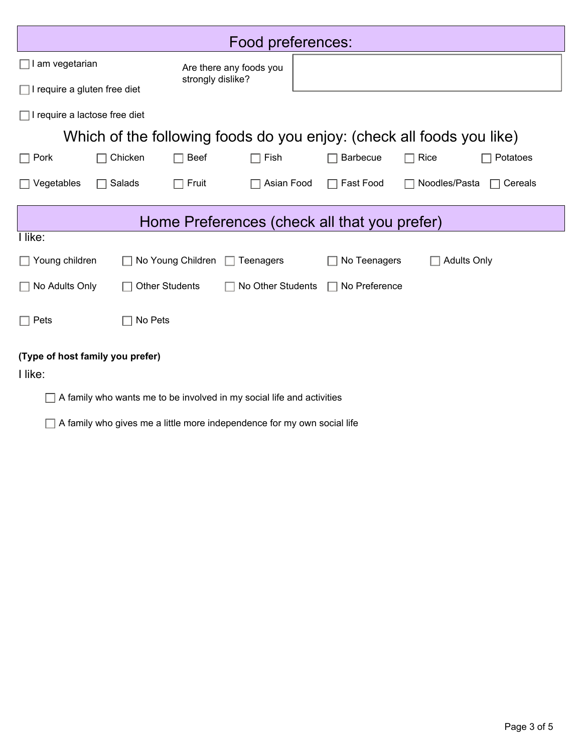## Food preferences:

- ☐ I am vegetarian
- ☐ I require a gluten free diet
- ☐ I require a lactose free diet

Are there any foods you strongly dislike?

### Which of the following foods do you enjoy: (check all foods you like)

☐ Pork ☐ Chicken ☐ Beef ☐ Fish ☐ Barbecue ☐ Rice ☐ Potatoes

☐ Vegetables ☐ Salads ☐ Fruit ☐ Asian Food ☐ Fast Food ☐ Noodles/Pasta ☐ Cereals

## Home Preferences (check all that you prefer)

I like:

☐ Young children ☐ No Young Children ☐ Teenagers ☐ No Teenagers ☐ Adults Only

☐ No Adults Only ☐ Other Students ☐ No Other Students ☐ No Preference

☐ Pets ☐ No Pets

**(Type of host family you prefer)**

I like:

- ☐ A family who wants me to be involved in my social life and activities
- ☐ A family who gives me a little more independence for my own social life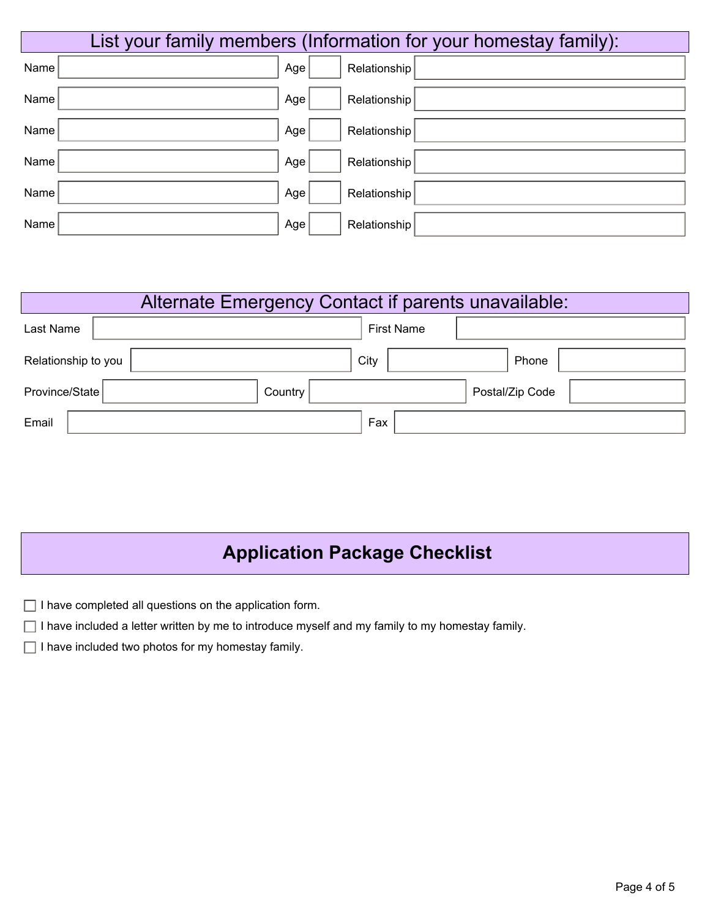## List your family members (Information for your homestay family):

| Name | Age | Relationship |
|---|---|---|
| | | |
| | | |
| | | |
| | | |
| | | |
| | | |

## Alternate Emergency Contact if parents unavailable:

Last Name ____________ First Name ____________

Relationship to you ____________ City ____________ Phone ____________

Province/State ____________ Country ____________ Postal/Zip Code ____________

Email ____________ Fax ____________

## Application Package Checklist

- [ ] I have completed all questions on the application form.
- [ ] I have included a letter written by me to introduce myself and my family to my homestay family.
- [ ] I have included two photos for my homestay family.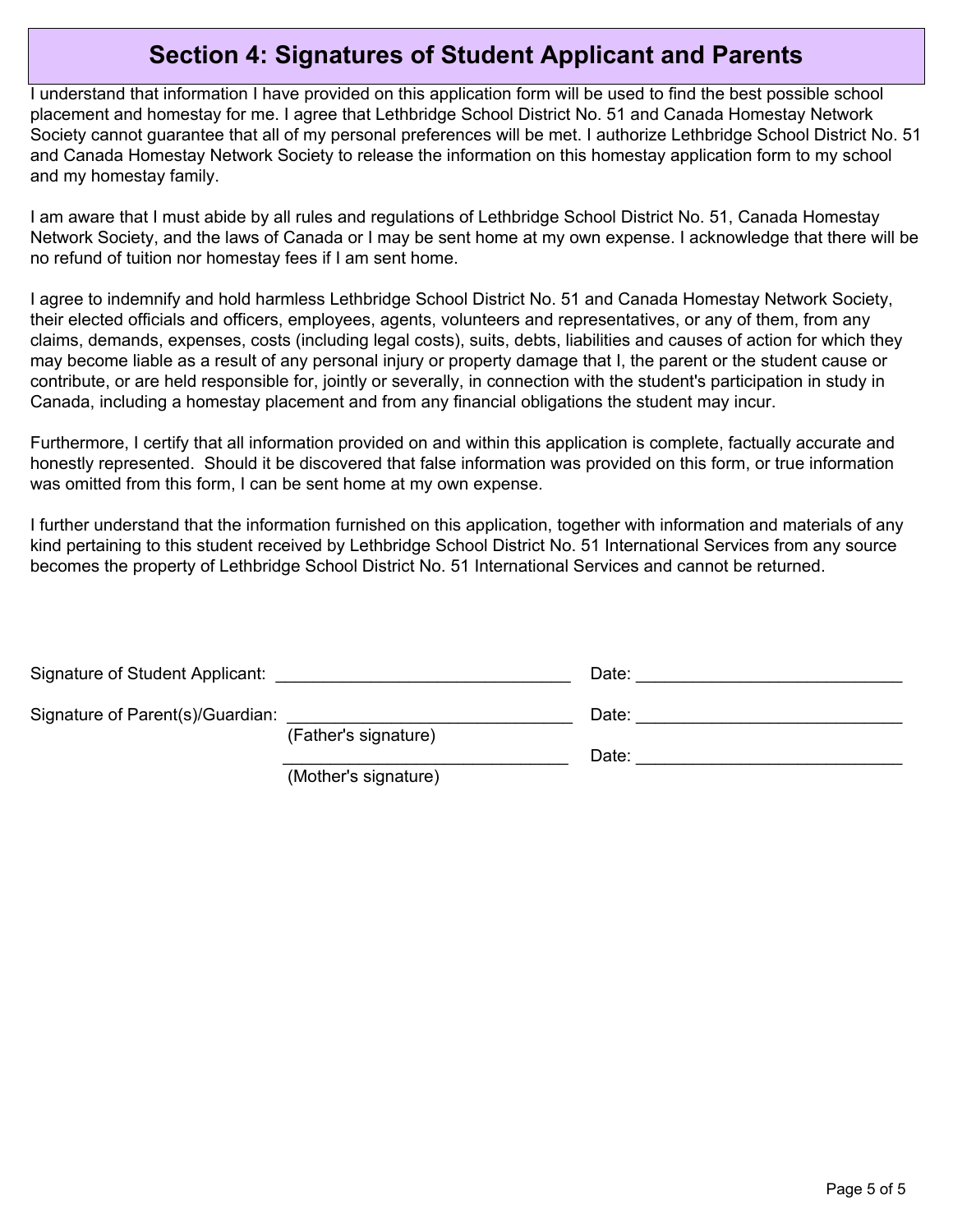## Section 4: Signatures of Student Applicant and Parents

I understand that information I have provided on this application form will be used to find the best possible school placement and homestay for me. I agree that Lethbridge School District No. 51 and Canada Homestay Network Society cannot guarantee that all of my personal preferences will be met. I authorize Lethbridge School District No. 51 and Canada Homestay Network Society to release the information on this homestay application form to my school and my homestay family.

I am aware that I must abide by all rules and regulations of Lethbridge School District No. 51, Canada Homestay Network Society, and the laws of Canada or I may be sent home at my own expense. I acknowledge that there will be no refund of tuition nor homestay fees if I am sent home.

I agree to indemnify and hold harmless Lethbridge School District No. 51 and Canada Homestay Network Society, their elected officials and officers, employees, agents, volunteers and representatives, or any of them, from any claims, demands, expenses, costs (including legal costs), suits, debts, liabilities and causes of action for which they may become liable as a result of any personal injury or property damage that I, the parent or the student cause or contribute, or are held responsible for, jointly or severally, in connection with the student's participation in study in Canada, including a homestay placement and from any financial obligations the student may incur.

Furthermore, I certify that all information provided on and within this application is complete, factually accurate and honestly represented. Should it be discovered that false information was provided on this form, or true information was omitted from this form, I can be sent home at my own expense.

I further understand that the information furnished on this application, together with information and materials of any kind pertaining to this student received by Lethbridge School District No. 51 International Services from any source becomes the property of Lethbridge School District No. 51 International Services and cannot be returned.

Signature of Student Applicant: ______________________________ Date: ____________________________

Signature of Parent(s)/Guardian: ______________________________ Date: ____________________________
(Father's signature)

______________________________ Date: ____________________________
(Mother's signature)